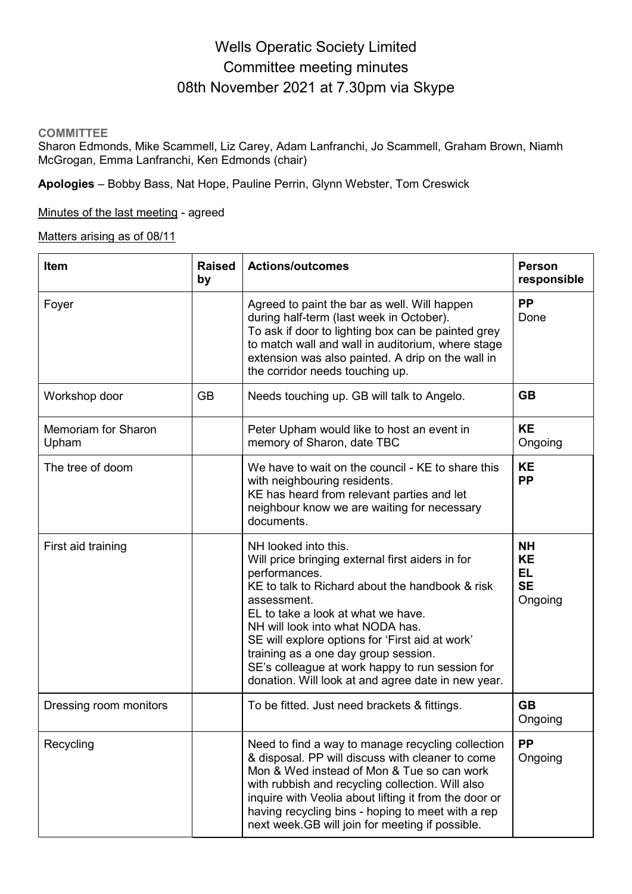# Wells Operatic Society Limited
# Committee meeting minutes
# 08th November 2021 at 7.30pm via Skype

**COMMITTEE**

Sharon Edmonds, Mike Scammell, Liz Carey, Adam Lanfranchi, Jo Scammell, Graham Brown, Niamh McGrogan, Emma Lanfranchi, Ken Edmonds (chair)

**Apologies** – Bobby Bass, Nat Hope, Pauline Perrin, Glynn Webster, Tom Creswick

Minutes of the last meeting - agreed

Matters arising as of 08/11

| Item | Raised by | Actions/outcomes | Person responsible |
|---|---|---|---|
| Foyer | | Agreed to paint the bar as well. Will happen during half-term (last week in October).<br>To ask if door to lighting box can be painted grey to match wall and wall in auditorium, where stage extension was also painted. A drip on the wall in the corridor needs touching up. | **PP**<br>Done |
| Workshop door | GB | Needs touching up. GB will talk to Angelo. | **GB** |
| Memoriam for Sharon Upham | | Peter Upham would like to host an event in memory of Sharon, date TBC | **KE**<br>Ongoing |
| The tree of doom | | We have to wait on the council - KE to share this with neighbouring residents.<br>KE has heard from relevant parties and let neighbour know we are waiting for necessary documents. | **KE**<br>**PP** |
| First aid training | | NH looked into this.<br>Will price bringing external first aiders in for performances.<br>KE to talk to Richard about the handbook & risk assessment.<br>EL to take a look at what we have.<br>NH will look into what NODA has.<br>SE will explore options for 'First aid at work' training as a one day group session.<br>SE's colleague at work happy to run session for donation. Will look at and agree date in new year. | **NH**<br>**KE**<br>**EL**<br>**SE**<br>Ongoing |
| Dressing room monitors | | To be fitted. Just need brackets & fittings. | **GB**<br>Ongoing |
| Recycling | | Need to find a way to manage recycling collection & disposal. PP will discuss with cleaner to come Mon & Wed instead of Mon & Tue so can work with rubbish and recycling collection. Will also inquire with Veolia about lifting it from the door or having recycling bins - hoping to meet with a rep next week.GB will join for meeting if possible. | **PP**<br>Ongoing |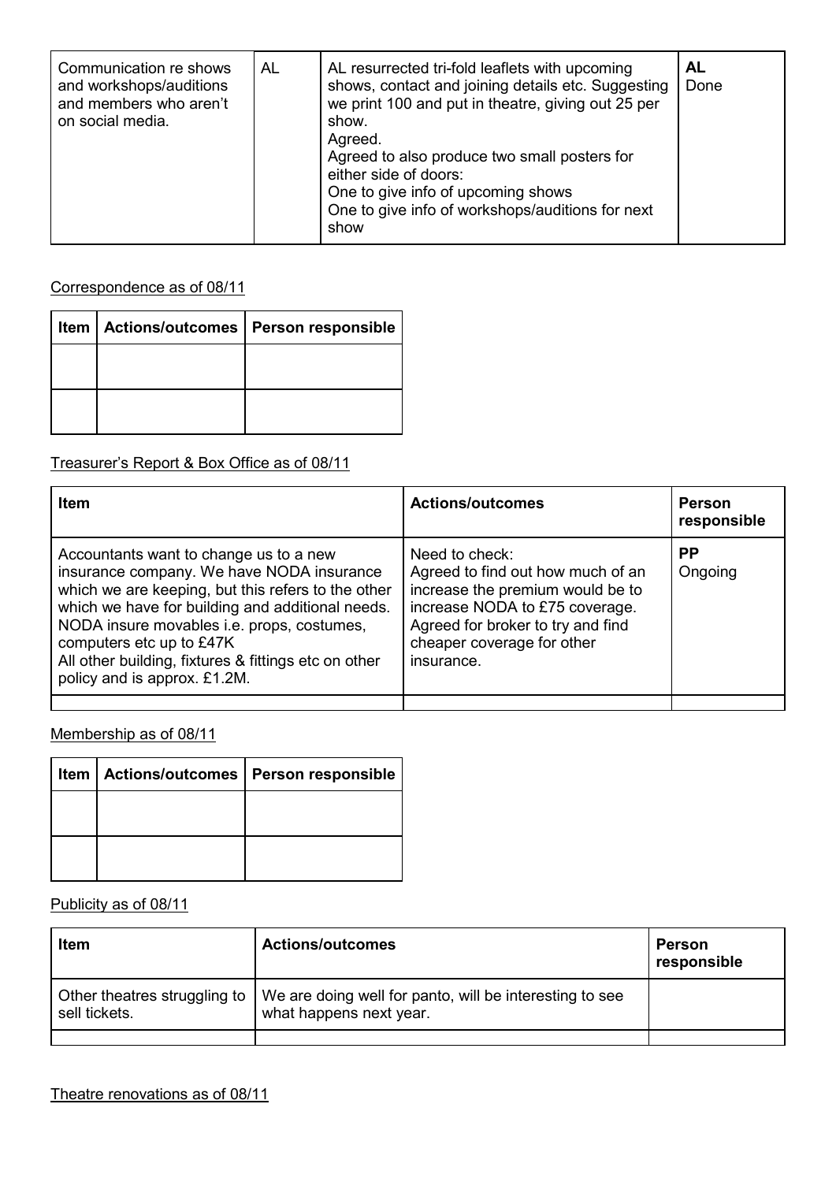| Communication re shows and workshops/auditions and members who aren't on social media. | AL | AL resurrected tri-fold leaflets with upcoming shows, contact and joining details etc. Suggesting we print 100 and put in theatre, giving out 25 per show.<br>Agreed.<br>Agreed to also produce two small posters for either side of doors:<br>One to give info of upcoming shows<br>One to give info of workshops/auditions for next show | **AL**<br>Done |
|---|---|---|---|

<u>Correspondence as of 08/11</u>

| Item | Actions/outcomes | Person responsible |
|---|---|---|
| | | |
| | | |

<u>Treasurer's Report & Box Office as of 08/11</u>

| Item | Actions/outcomes | Person responsible |
|---|---|---|
| Accountants want to change us to a new insurance company. We have NODA insurance which we are keeping, but this refers to the other which we have for building and additional needs. NODA insure movables i.e. props, costumes, computers etc up to £47K<br>All other building, fixtures & fittings etc on other policy and is approx. £1.2M. | Need to check:<br>Agreed to find out how much of an increase the premium would be to increase NODA to £75 coverage.<br>Agreed for broker to try and find cheaper coverage for other insurance. | **PP**<br>Ongoing |
| | | |

<u>Membership as of 08/11</u>

| Item | Actions/outcomes | Person responsible |
|---|---|---|
| | | |
| | | |

<u>Publicity as of 08/11</u>

| Item | Actions/outcomes | Person responsible |
|---|---|---|
| Other theatres struggling to sell tickets. | We are doing well for panto, will be interesting to see what happens next year. | |
| | | |

<u>Theatre renovations as of 08/11</u>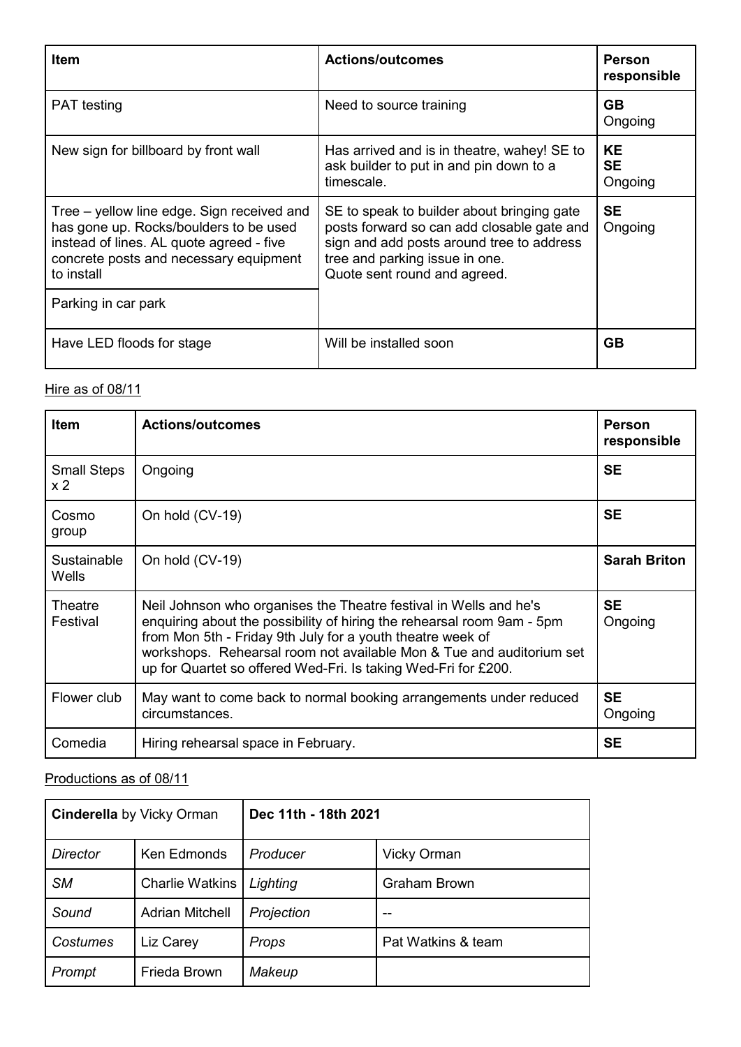| Item | Actions/outcomes | Person responsible |
|---|---|---|
| PAT testing | Need to source training | **GB** Ongoing |
| New sign for billboard by front wall | Has arrived and is in theatre, wahey! SE to ask builder to put in and pin down to a timescale. | **KE** **SE** Ongoing |
| Tree – yellow line edge. Sign received and has gone up. Rocks/boulders to be used instead of lines. AL quote agreed - five concrete posts and necessary equipment to install | SE to speak to builder about bringing gate posts forward so can add closable gate and sign and add posts around tree to address tree and parking issue in one. Quote sent round and agreed. | **SE** Ongoing |
| Parking in car park | | |
| Have LED floods for stage | Will be installed soon | **GB** |

Hire as of 08/11

| Item | Actions/outcomes | Person responsible |
|---|---|---|
| Small Steps x 2 | Ongoing | **SE** |
| Cosmo group | On hold (CV-19) | **SE** |
| Sustainable Wells | On hold (CV-19) | **Sarah Briton** |
| Theatre Festival | Neil Johnson who organises the Theatre festival in Wells and he's enquiring about the possibility of hiring the rehearsal room 9am - 5pm from Mon 5th - Friday 9th July for a youth theatre week of workshops. Rehearsal room not available Mon & Tue and auditorium set up for Quartet so offered Wed-Fri. Is taking Wed-Fri for £200. | **SE** Ongoing |
| Flower club | May want to come back to normal booking arrangements under reduced circumstances. | **SE** Ongoing |
| Comedia | Hiring rehearsal space in February. | **SE** |

Productions as of 08/11

| **Cinderella** by Vicky Orman | | **Dec 11th - 18th 2021** | |
|---|---|---|---|
| *Director* | Ken Edmonds | *Producer* | Vicky Orman |
| *SM* | Charlie Watkins | *Lighting* | Graham Brown |
| *Sound* | Adrian Mitchell | *Projection* | -- |
| *Costumes* | Liz Carey | *Props* | Pat Watkins & team |
| *Prompt* | Frieda Brown | *Makeup* | |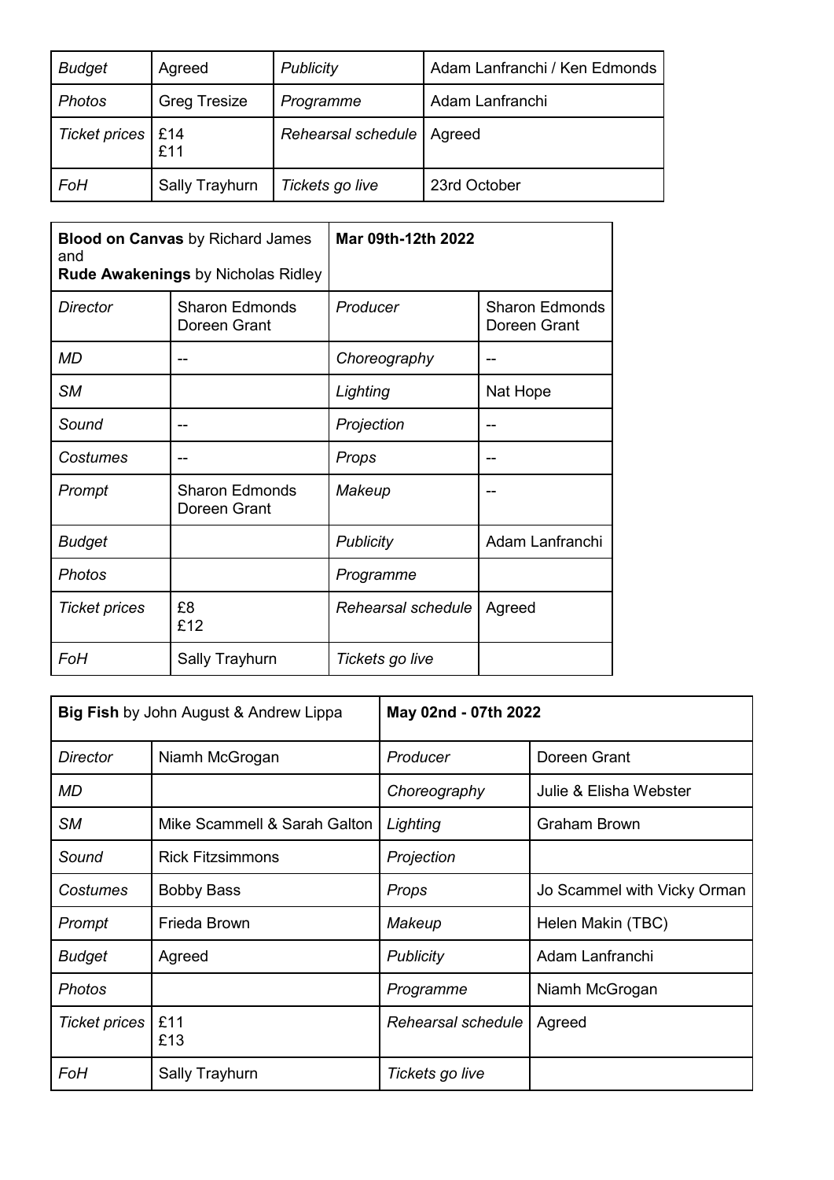| *Budget* | Agreed | *Publicity* | Adam Lanfranchi / Ken Edmonds |
|---|---|---|---|
| *Photos* | Greg Tresize | *Programme* | Adam Lanfranchi |
| *Ticket prices* | £14<br>£11 | *Rehearsal schedule* | Agreed |
| *FoH* | Sally Trayhurn | *Tickets go live* | 23rd October |

| **Blood on Canvas** by Richard James and **Rude Awakenings** by Nicholas Ridley | | **Mar 09th-12th 2022** | |
|---|---|---|---|
| *Director* | Sharon Edmonds<br>Doreen Grant | *Producer* | Sharon Edmonds<br>Doreen Grant |
| *MD* | -- | *Choreography* | -- |
| *SM* | | *Lighting* | Nat Hope |
| *Sound* | -- | *Projection* | -- |
| *Costumes* | -- | *Props* | -- |
| *Prompt* | Sharon Edmonds<br>Doreen Grant | *Makeup* | -- |
| *Budget* | | *Publicity* | Adam Lanfranchi |
| *Photos* | | *Programme* | |
| *Ticket prices* | £8<br>£12 | *Rehearsal schedule* | Agreed |
| *FoH* | Sally Trayhurn | *Tickets go live* | |

| **Big Fish** by John August & Andrew Lippa | | **May 02nd - 07th 2022** | |
|---|---|---|---|
| *Director* | Niamh McGrogan | *Producer* | Doreen Grant |
| *MD* | | *Choreography* | Julie & Elisha Webster |
| *SM* | Mike Scammell & Sarah Galton | *Lighting* | Graham Brown |
| *Sound* | Rick Fitzsimmons | *Projection* | |
| *Costumes* | Bobby Bass | *Props* | Jo Scammel with Vicky Orman |
| *Prompt* | Frieda Brown | *Makeup* | Helen Makin (TBC) |
| *Budget* | Agreed | *Publicity* | Adam Lanfranchi |
| *Photos* | | *Programme* | Niamh McGrogan |
| *Ticket prices* | £11<br>£13 | *Rehearsal schedule* | Agreed |
| *FoH* | Sally Trayhurn | *Tickets go live* | |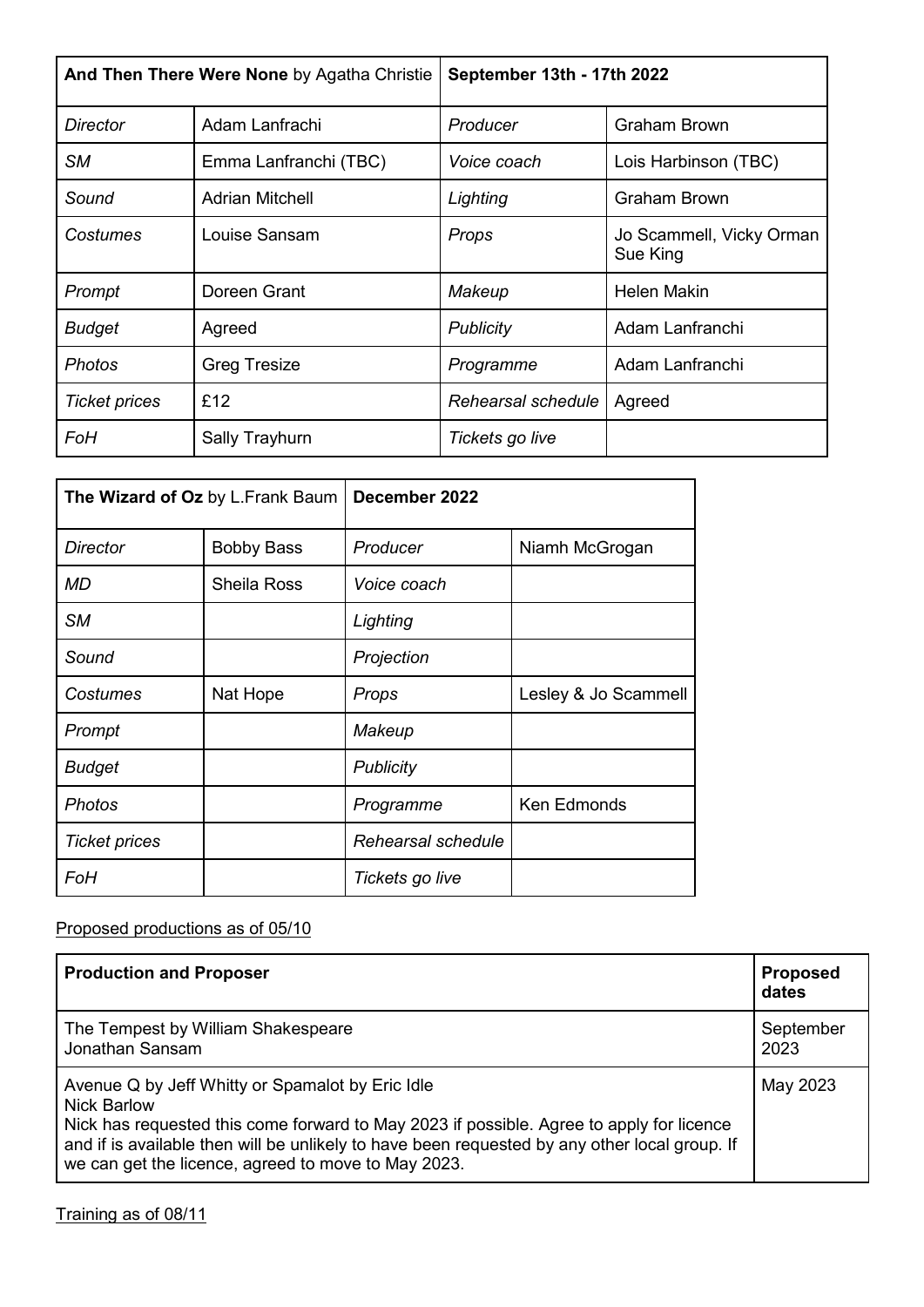| **And Then There Were None** by Agatha Christie | | **September 13th - 17th 2022** | |
|---|---|---|---|
| *Director* | Adam Lanfrachi | *Producer* | Graham Brown |
| *SM* | Emma Lanfranchi (TBC) | *Voice coach* | Lois Harbinson (TBC) |
| *Sound* | Adrian Mitchell | *Lighting* | Graham Brown |
| *Costumes* | Louise Sansam | *Props* | Jo Scammell, Vicky Orman Sue King |
| *Prompt* | Doreen Grant | *Makeup* | Helen Makin |
| *Budget* | Agreed | *Publicity* | Adam Lanfranchi |
| *Photos* | Greg Tresize | *Programme* | Adam Lanfranchi |
| *Ticket prices* | £12 | *Rehearsal schedule* | Agreed |
| *FoH* | Sally Trayhurn | *Tickets go live* | |

| **The Wizard of Oz** by L.Frank Baum | | **December 2022** | |
|---|---|---|---|
| *Director* | Bobby Bass | *Producer* | Niamh McGrogan |
| *MD* | Sheila Ross | *Voice coach* | |
| *SM* | | *Lighting* | |
| *Sound* | | *Projection* | |
| *Costumes* | Nat Hope | *Props* | Lesley & Jo Scammell |
| *Prompt* | | *Makeup* | |
| *Budget* | | *Publicity* | |
| *Photos* | | *Programme* | Ken Edmonds |
| *Ticket prices* | | *Rehearsal schedule* | |
| *FoH* | | *Tickets go live* | |

<u>Proposed productions as of 05/10</u>

| **Production and Proposer** | **Proposed dates** |
|---|---|
| The Tempest by William Shakespeare<br>Jonathan Sansam | September 2023 |
| Avenue Q by Jeff Whitty or Spamalot by Eric Idle<br>Nick Barlow<br>Nick has requested this come forward to May 2023 if possible. Agree to apply for licence and if is available then will be unlikely to have been requested by any other local group. If we can get the licence, agreed to move to May 2023. | May 2023 |

<u>Training as of 08/11</u>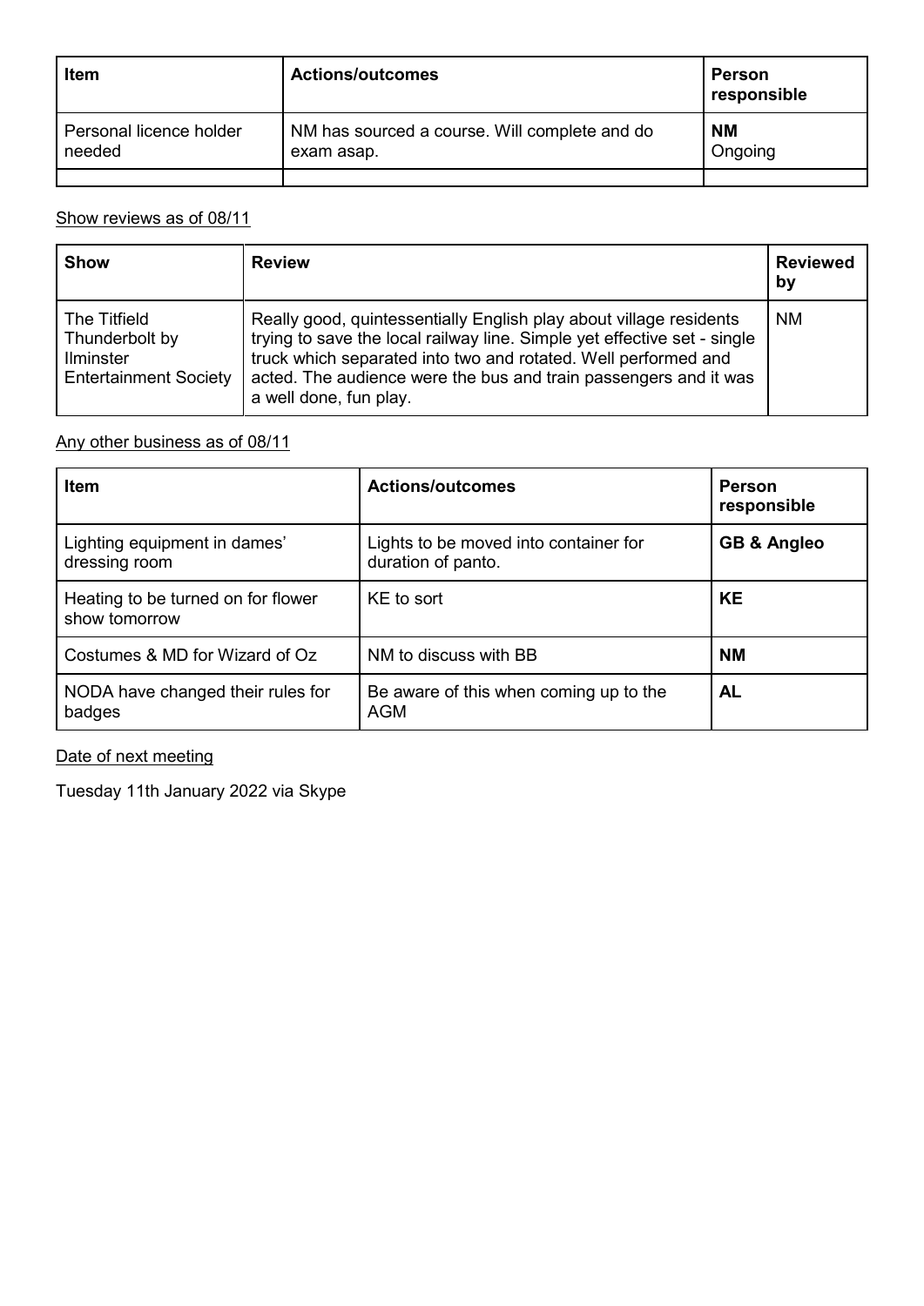| Item | Actions/outcomes | Person responsible |
|---|---|---|
| Personal licence holder needed | NM has sourced a course. Will complete and do exam asap. | **NM** Ongoing |
| | | |

Show reviews as of 08/11

| Show | Review | Reviewed by |
|---|---|---|
| The Titfield Thunderbolt by Ilminster Entertainment Society | Really good, quintessentially English play about village residents trying to save the local railway line. Simple yet effective set - single truck which separated into two and rotated. Well performed and acted. The audience were the bus and train passengers and it was a well done, fun play. | NM |

Any other business as of 08/11

| Item | Actions/outcomes | Person responsible |
|---|---|---|
| Lighting equipment in dames' dressing room | Lights to be moved into container for duration of panto. | **GB & Angleo** |
| Heating to be turned on for flower show tomorrow | KE to sort | **KE** |
| Costumes & MD for Wizard of Oz | NM to discuss with BB | **NM** |
| NODA have changed their rules for badges | Be aware of this when coming up to the AGM | **AL** |

Date of next meeting

Tuesday 11th January 2022 via Skype